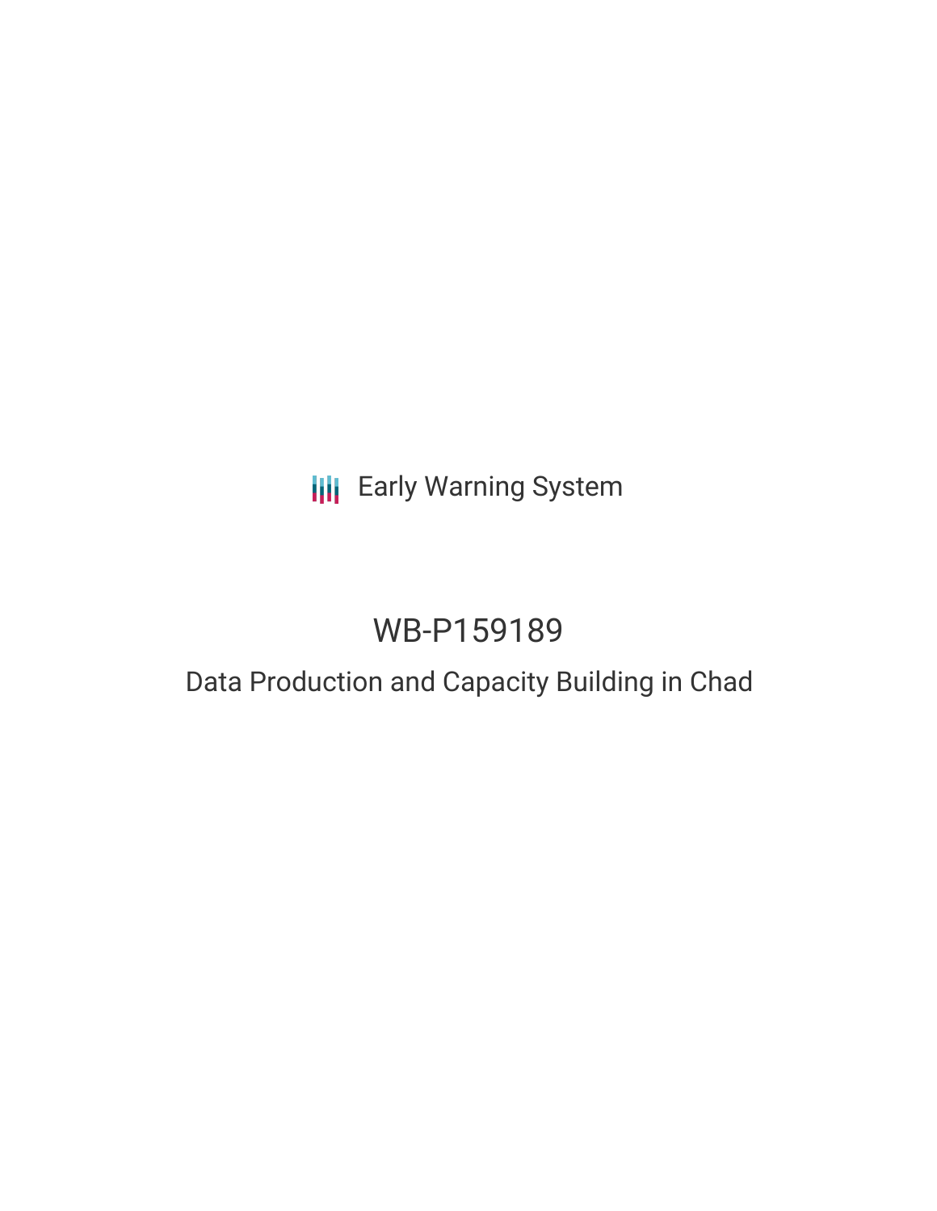Early Warning System

# WB-P159189

## Data Production and Capacity Building in Chad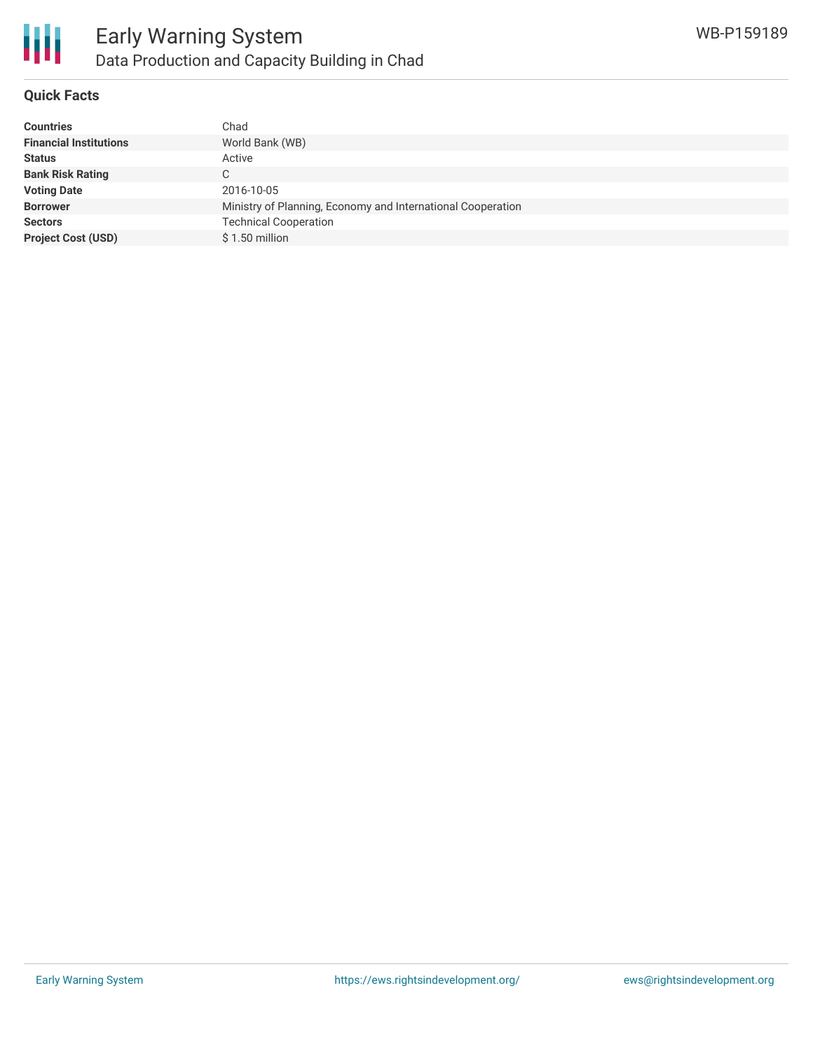## Quick Facts

| | |
|---|---|
| **Countries** | Chad |
| **Financial Institutions** | World Bank (WB) |
| **Status** | Active |
| **Bank Risk Rating** | C |
| **Voting Date** | 2016-10-05 |
| **Borrower** | Ministry of Planning, Economy and International Cooperation |
| **Sectors** | Technical Cooperation |
| **Project Cost (USD)** | $ 1.50 million |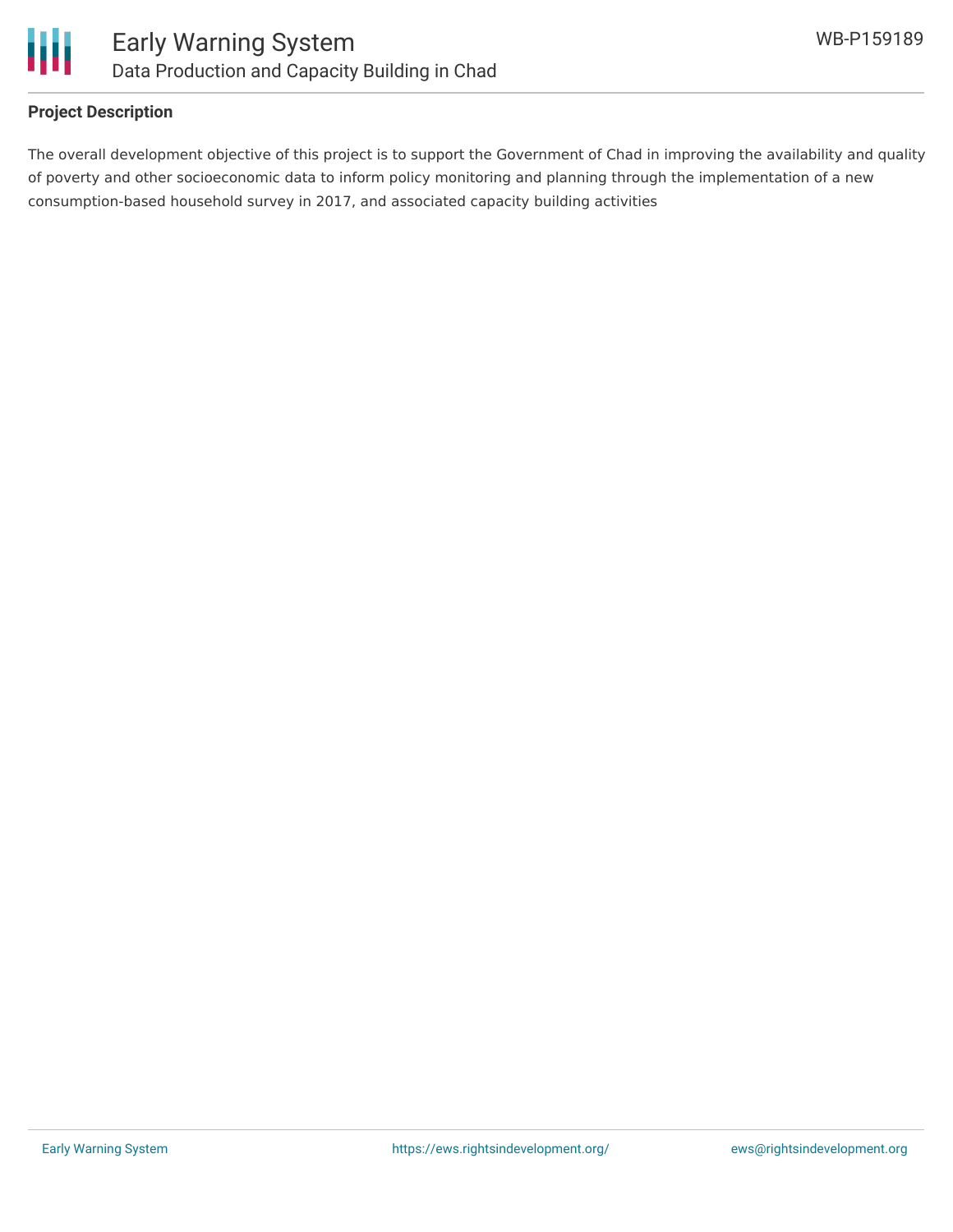## Project Description

The overall development objective of this project is to support the Government of Chad in improving the availability and quality of poverty and other socioeconomic data to inform policy monitoring and planning through the implementation of a new consumption-based household survey in 2017, and associated capacity building activities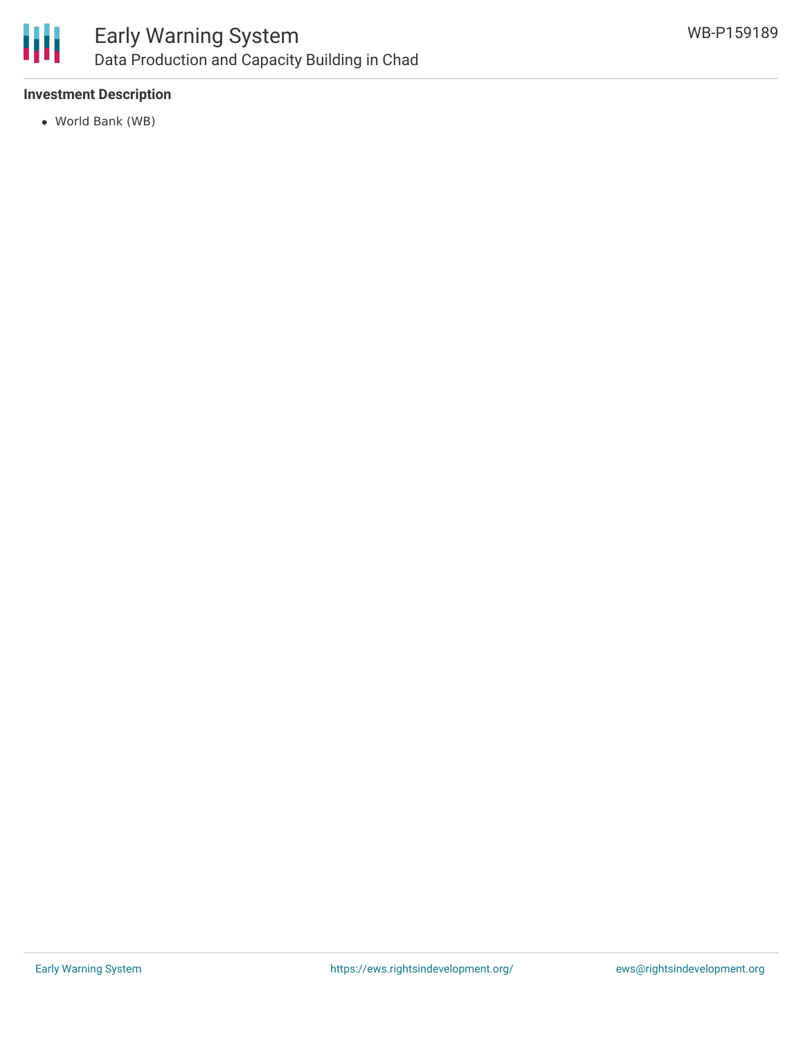### Investment Description

- World Bank (WB)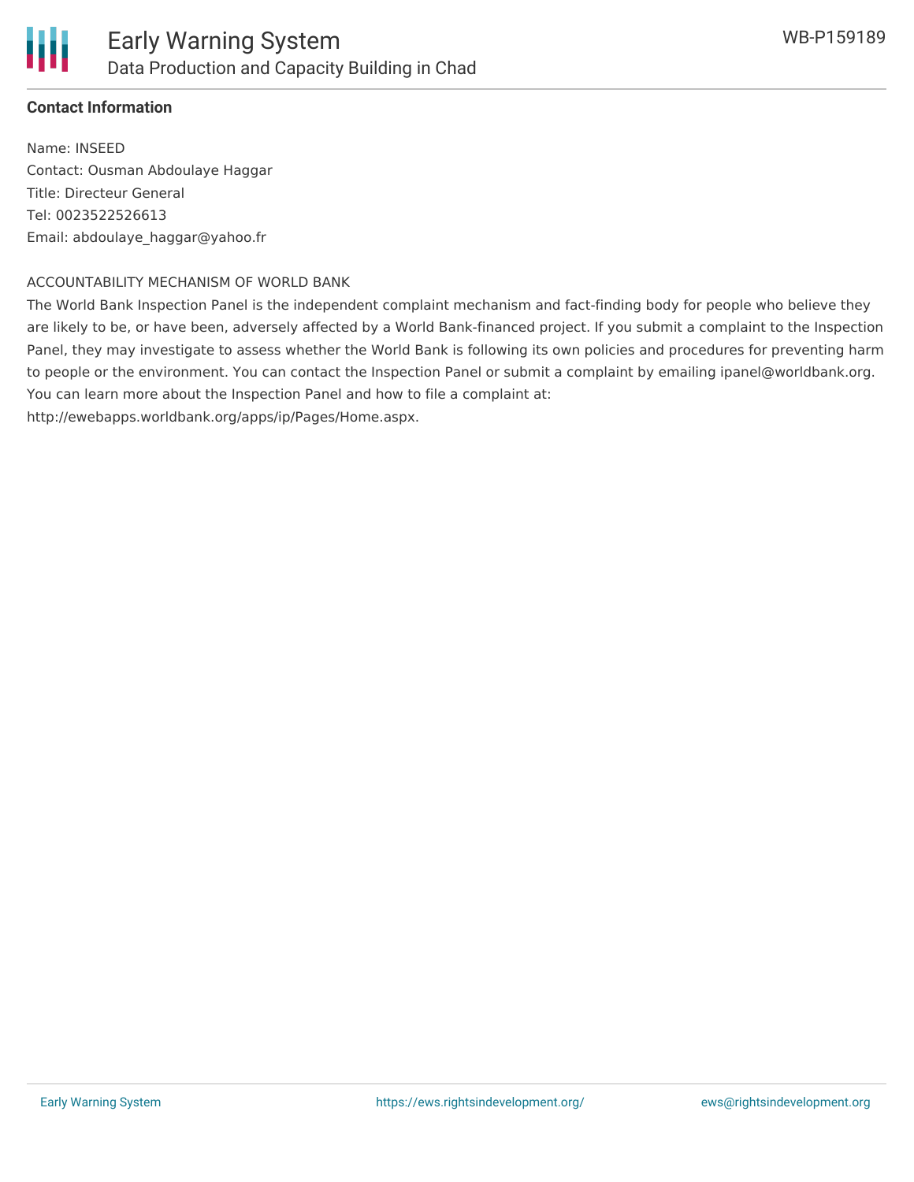**Contact Information**

Name: INSEED
Contact: Ousman Abdoulaye Haggar
Title: Directeur General
Tel: 0023522526613
Email: abdoulaye_haggar@yahoo.fr

ACCOUNTABILITY MECHANISM OF WORLD BANK

The World Bank Inspection Panel is the independent complaint mechanism and fact-finding body for people who believe they are likely to be, or have been, adversely affected by a World Bank-financed project. If you submit a complaint to the Inspection Panel, they may investigate to assess whether the World Bank is following its own policies and procedures for preventing harm to people or the environment. You can contact the Inspection Panel or submit a complaint by emailing ipanel@worldbank.org. You can learn more about the Inspection Panel and how to file a complaint at: http://ewebapps.worldbank.org/apps/ip/Pages/Home.aspx.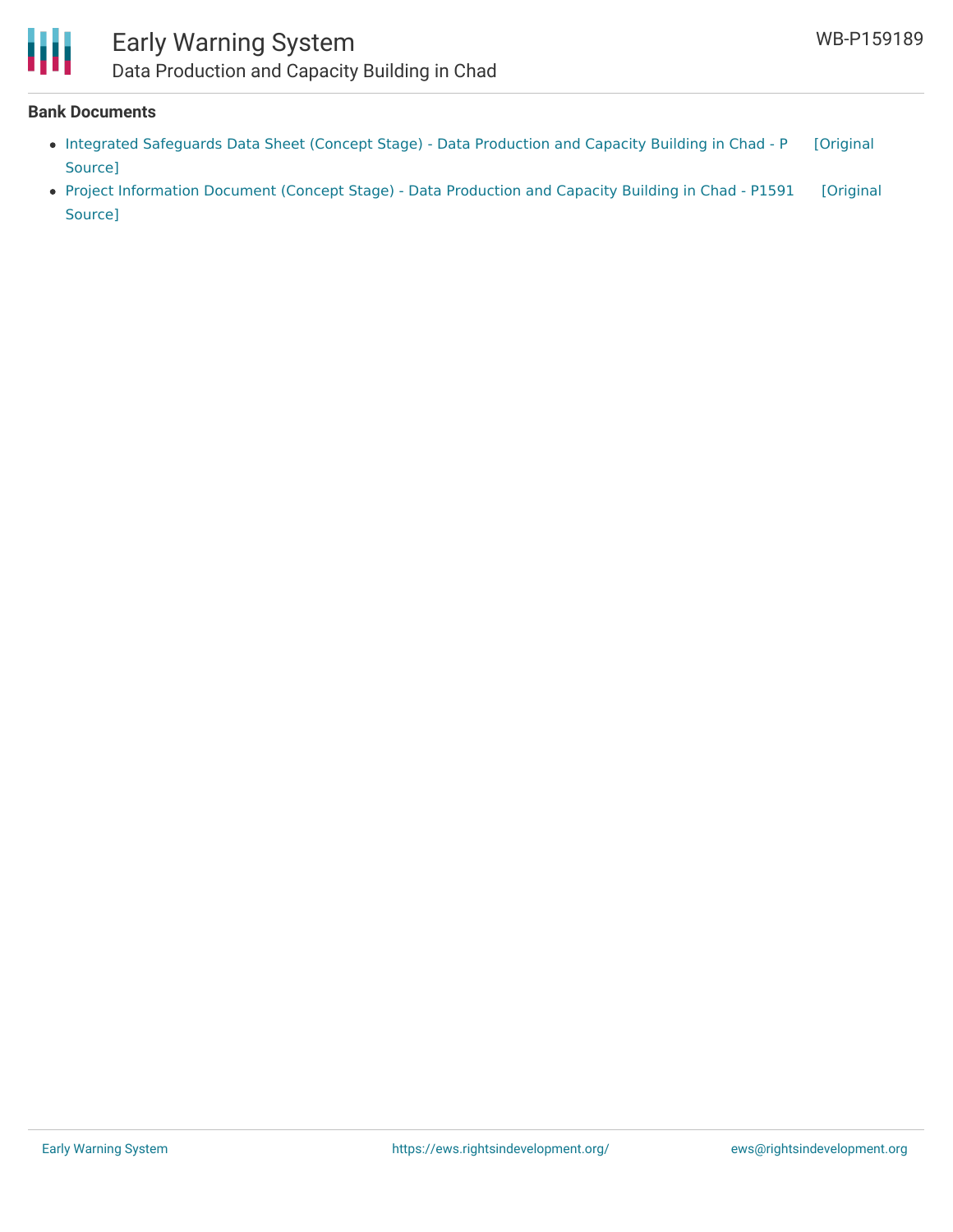**Bank Documents**

- Integrated Safeguards Data Sheet (Concept Stage) - Data Production and Capacity Building in Chad - P [Original Source]
- Project Information Document (Concept Stage) - Data Production and Capacity Building in Chad - P1591 [Original Source]